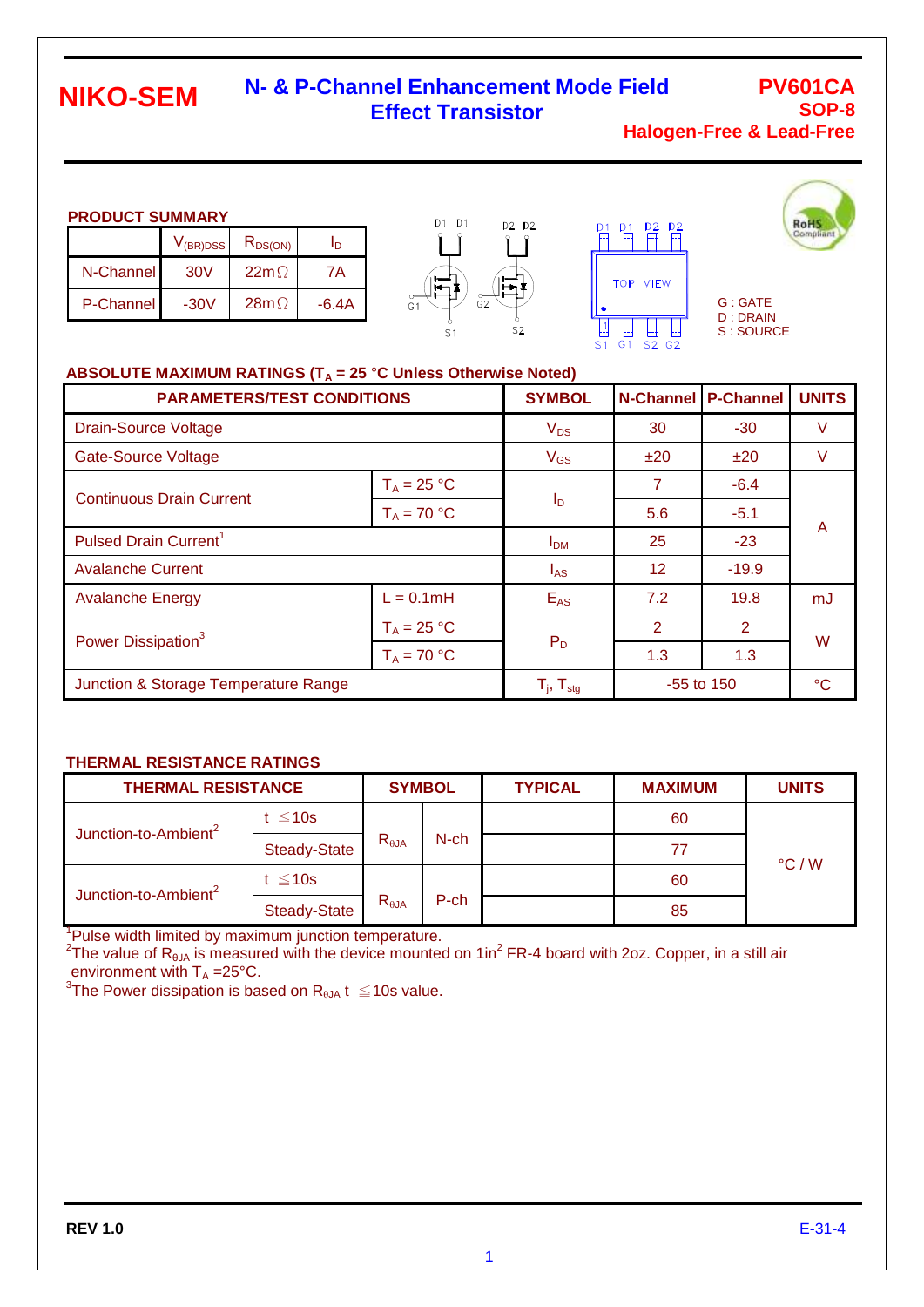# NIKO-SEM

## N- & P-Channel Enhancement Mode Field Effect Transistor

**PV601CA**
**SOP-8**
**Halogen-Free & Lead-Free**

### PRODUCT SUMMARY

| | $V_{(BR)DSS}$ | $R_{DS(ON)}$ | $I_D$ |
|---|---|---|---|
| N-Channel | 30V | 22mΩ | 7A |
| P-Channel | -30V | 28mΩ | -6.4A |

G : GATE
D : DRAIN
S : SOURCE

### ABSOLUTE MAXIMUM RATINGS ($T_A$ = 25 °C Unless Otherwise Noted)

| PARAMETERS/TEST CONDITIONS | | SYMBOL | N-Channel | P-Channel | UNITS |
|---|---|---|---|---|---|
| Drain-Source Voltage | | $V_{DS}$ | 30 | -30 | V |
| Gate-Source Voltage | | $V_{GS}$ | ±20 | ±20 | V |
| Continuous Drain Current | $T_A$ = 25 °C | $I_D$ | 7 | -6.4 | A |
| | $T_A$ = 70 °C | | 5.6 | -5.1 | |
| Pulsed Drain Current[1] | | $I_{DM}$ | 25 | -23 | |
| Avalanche Current | | $I_{AS}$ | 12 | -19.9 | |
| Avalanche Energy | L = 0.1mH | $E_{AS}$ | 7.2 | 19.8 | mJ |
| Power Dissipation[3] | $T_A$ = 25 °C | $P_D$ | 2 | 2 | W |
| | $T_A$ = 70 °C | | 1.3 | 1.3 | |
| Junction & Storage Temperature Range | | $T_j$, $T_{stg}$ | -55 to 150 | | °C |

### THERMAL RESISTANCE RATINGS

| THERMAL RESISTANCE | | SYMBOL | | TYPICAL | MAXIMUM | UNITS |
|---|---|---|---|---|---|---|
| Junction-to-Ambient[2] | t ≦10s | $R_{\theta JA}$ | N-ch | | 60 | °C / W |
| | Steady-State | | | | 77 | |
| Junction-to-Ambient[2] | t ≦10s | $R_{\theta JA}$ | P-ch | | 60 | |
| | Steady-State | | | | 85 | |

[1]Pulse width limited by maximum junction temperature.
[2]The value of $R_{\theta JA}$ is measured with the device mounted on $1in^2$ FR-4 board with 2oz. Copper, in a still air environment with $T_A$ =25°C.
[3]The Power dissipation is based on $R_{\theta JA}$ t ≦10s value.

REV 1.0

E-31-4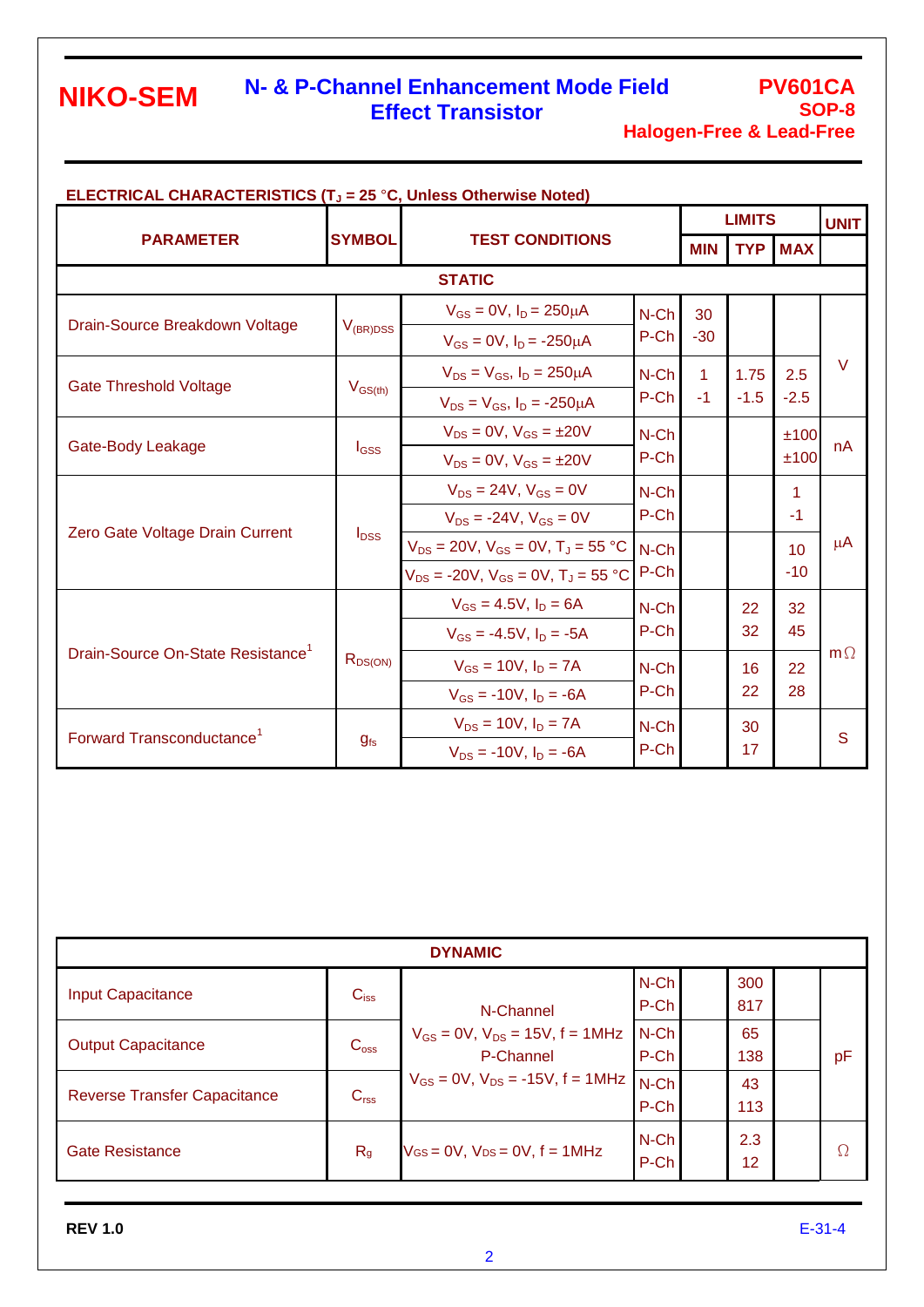**ELECTRICAL CHARACTERISTICS ($T_J$ = 25 °C, Unless Otherwise Noted)**

| PARAMETER | SYMBOL | TEST CONDITIONS | | LIMITS MIN | LIMITS TYP | LIMITS MAX | UNIT |
|---|---|---|---|---|---|---|---|
| **STATIC** | | | | | | | |
| Drain-Source Breakdown Voltage | $V_{(BR)DSS}$ | $V_{GS}$ = 0V, $I_D$ = 250μA | N-Ch | 30 | | | V |
| | | $V_{GS}$ = 0V, $I_D$ = -250μA | P-Ch | -30 | | | V |
| Gate Threshold Voltage | $V_{GS(th)}$ | $V_{DS}$ = $V_{GS}$, $I_D$ = 250μA | N-Ch | 1 | 1.75 | 2.5 | V |
| | | $V_{DS}$ = $V_{GS}$, $I_D$ = -250μA | P-Ch | -1 | -1.5 | -2.5 | V |
| Gate-Body Leakage | $I_{GSS}$ | $V_{DS}$ = 0V, $V_{GS}$ = ±20V | N-Ch | | | ±100 | nA |
| | | $V_{DS}$ = 0V, $V_{GS}$ = ±20V | P-Ch | | | ±100 | nA |
| Zero Gate Voltage Drain Current | $I_{DSS}$ | $V_{DS}$ = 24V, $V_{GS}$ = 0V | N-Ch | | | 1 | μA |
| | | $V_{DS}$ = -24V, $V_{GS}$ = 0V | P-Ch | | | -1 | μA |
| | | $V_{DS}$ = 20V, $V_{GS}$ = 0V, $T_J$ = 55 °C | N-Ch | | | 10 | μA |
| | | $V_{DS}$ = -20V, $V_{GS}$ = 0V, $T_J$ = 55 °C | P-Ch | | | -10 | μA |
| Drain-Source On-State Resistance[1] | $R_{DS(ON)}$ | $V_{GS}$ = 4.5V, $I_D$ = 6A | N-Ch | | 22 | 32 | mΩ |
| | | $V_{GS}$ = -4.5V, $I_D$ = -5A | P-Ch | | 32 | 45 | mΩ |
| | | $V_{GS}$ = 10V, $I_D$ = 7A | N-Ch | | 16 | 22 | mΩ |
| | | $V_{GS}$ = -10V, $I_D$ = -6A | P-Ch | | 22 | 28 | mΩ |
| Forward Transconductance[1] | $g_{fs}$ | $V_{DS}$ = 10V, $I_D$ = 7A | N-Ch | | 30 | | S |
| | | $V_{DS}$ = -10V, $I_D$ = -6A | P-Ch | | 17 | | S |

| PARAMETER | SYMBOL | TEST CONDITIONS | | MIN | TYP | MAX | UNIT |
|---|---|---|---|---|---|---|---|
| **DYNAMIC** | | | | | | | |
| Input Capacitance | $C_{iss}$ | N-Channel $V_{GS}$ = 0V, $V_{DS}$ = 15V, f = 1MHz P-Channel $V_{GS}$ = 0V, $V_{DS}$ = -15V, f = 1MHz | N-Ch | | 300 | | pF |
| | | | P-Ch | | 817 | | pF |
| Output Capacitance | $C_{oss}$ | | N-Ch | | 65 | | pF |
| | | | P-Ch | | 138 | | pF |
| Reverse Transfer Capacitance | $C_{rss}$ | | N-Ch | | 43 | | pF |
| | | | P-Ch | | 113 | | pF |
| Gate Resistance | $R_g$ | $V_{GS}$ = 0V, $V_{DS}$ = 0V, f = 1MHz | N-Ch | | 2.3 | | Ω |
| | | | P-Ch | | 12 | | Ω |

**REV 1.0**

E-31-4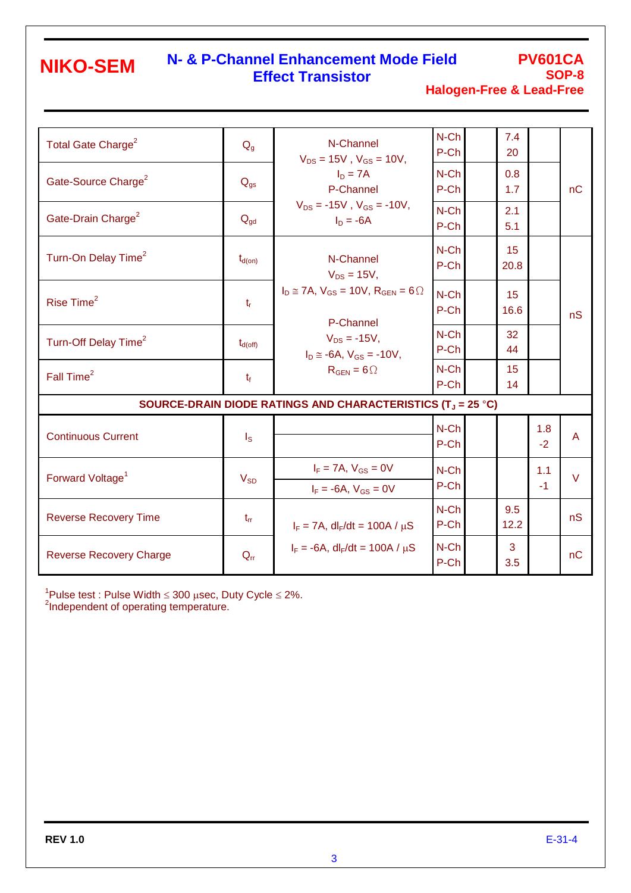| PARAMETER | SYMBOL | TEST CONDITIONS | | MIN | TYP | MAX | UNIT |
|---|---|---|---|---|---|---|---|
| Total Gate Charge[2] | $Q_g$ | N-Channel $V_{DS}$ = 15V , $V_{GS}$ = 10V, $I_D$ = 7A P-Channel $V_{DS}$ = -15V , $V_{GS}$ = -10V, $I_D$ = -6A | N-Ch<br>P-Ch | | 7.4<br>20 | | nC |
| Gate-Source Charge[2] | $Q_{gs}$ | | N-Ch<br>P-Ch | | 0.8<br>1.7 | | |
| Gate-Drain Charge[2] | $Q_{gd}$ | | N-Ch<br>P-Ch | | 2.1<br>5.1 | | |
| Turn-On Delay Time[2] | $t_{d(on)}$ | N-Channel $V_{DS}$ = 15V, $I_D \cong$ 7A, $V_{GS}$ = 10V, $R_{GEN}$ = 6Ω P-Channel $V_{DS}$ = -15V, $I_D \cong$ -6A, $V_{GS}$ = -10V, $R_{GEN}$ = 6Ω | N-Ch<br>P-Ch | | 15<br>20.8 | | nS |
| Rise Time[2] | $t_r$ | | N-Ch<br>P-Ch | | 15<br>16.6 | | |
| Turn-Off Delay Time[2] | $t_{d(off)}$ | | N-Ch<br>P-Ch | | 32<br>44 | | |
| Fall Time[2] | $t_f$ | | N-Ch<br>P-Ch | | 15<br>14 | | |
| **SOURCE-DRAIN DIODE RATINGS AND CHARACTERISTICS ($T_J$ = 25 °C)** | | | | | | | |
| Continuous Current | $I_S$ | | N-Ch<br>P-Ch | | | 1.8<br>-2 | A |
| Forward Voltage[1] | $V_{SD}$ | $I_F$ = 7A, $V_{GS}$ = 0V<br>$I_F$ = -6A, $V_{GS}$ = 0V | N-Ch<br>P-Ch | | | 1.1<br>-1 | V |
| Reverse Recovery Time | $t_{rr}$ | $I_F$ = 7A, $dI_F/dt$ = 100A / µS<br>$I_F$ = -6A, $dI_F/dt$ = 100A / µS | N-Ch<br>P-Ch | | 9.5<br>12.2 | | nS |
| Reverse Recovery Charge | $Q_{rr}$ | | N-Ch<br>P-Ch | | 3<br>3.5 | | nC |

[1]Pulse test : Pulse Width ≤ 300 µsec, Duty Cycle ≤ 2%.
[2]Independent of operating temperature.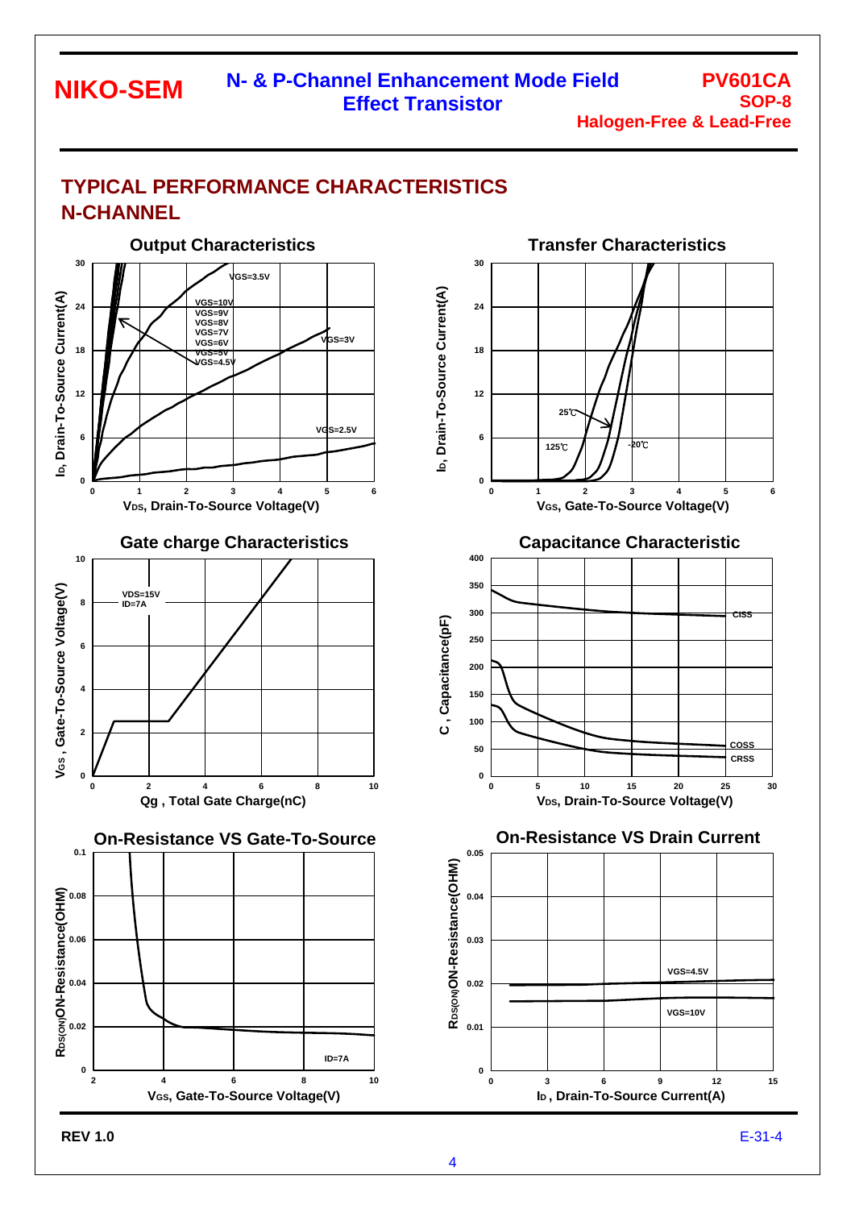## TYPICAL PERFORMANCE CHARACTERISTICS
## N-CHANNEL

**Output Characteristics**

VGS=3.5V
VGS=10V
VGS=9V
VGS=8V
VGS=7V
VGS=6V
VGS=5V
VGS=4.5V
VGS=3V
VGS=2.5V

$I_D$, Drain-To-Source Current(A)

$V_{DS}$, Drain-To-Source Voltage(V)

**Transfer Characteristics**

25℃
125℃
-20℃

$I_D$, Drain-To-Source Current(A)

$V_{GS}$, Gate-To-Source Voltage(V)

**Gate charge Characteristics**

VDS=15V
ID=7A

$V_{GS}$ , Gate-To-Source Voltage(V)

Qg , Total Gate Charge(nC)

**Capacitance Characteristic**

CISS
COSS
CRSS

C , Capacitance(pF)

$V_{DS}$, Drain-To-Source Voltage(V)

**On-Resistance VS Gate-To-Source**

ID=7A

$R_{DS(ON)}$ON-Resistance(OHM)

$V_{GS}$, Gate-To-Source Voltage(V)

**On-Resistance VS Drain Current**

VGS=4.5V
VGS=10V

$R_{DS(ON)}$ON-Resistance(OHM)

$I_D$ , Drain-To-Source Current(A)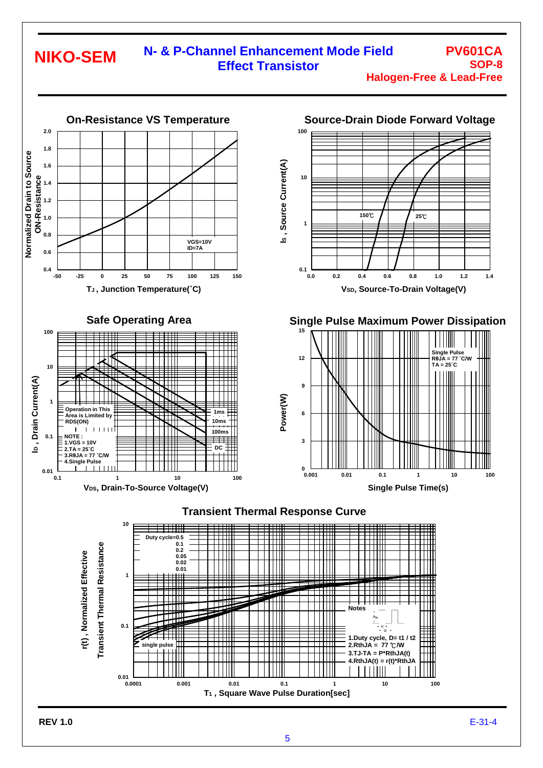## On-Resistance VS Temperature

Normalized Drain to Source ON-Resistance

VGS=10V
ID=7A

$T_J$ , Junction Temperature(˚C)

## Source-Drain Diode Forward Voltage

$I_S$ , Source Current(A)

150℃ 25℃

$V_{SD}$, Source-To-Drain Voltage(V)

## Safe Operating Area

$I_D$ , Drain Current(A)

Operation in This Area is Limited by RDS(ON)

1ms
10ms
100ms
DC

NOTE :
1.VGS = 10V
2.TA = 25˚C
3.RθJA = 77 ˚C/W
4.Single Pulse

$V_{DS}$, Drain-To-Source Voltage(V)

## Single Pulse Maximum Power Dissipation

Power(W)

Single Pulse
RθJA = 77 ˚C/W
TA = 25˚C

Single Pulse Time(s)

## Transient Thermal Response Curve

r(t) , Normalized Effective Transient Thermal Resistance

Duty cycle=0.5
0.1
0.2
0.05
0.02
0.01
single pulse

Notes

1.Duty cycle, D= t1 / t2
2.RthJA = 77 ℃/W
3.TJ-TA = P*RthJA(t)
4.RthJA(t) = r(t)*RthJA

$T_1$ , Square Wave Pulse Duration[sec]

REV 1.0

E-31-4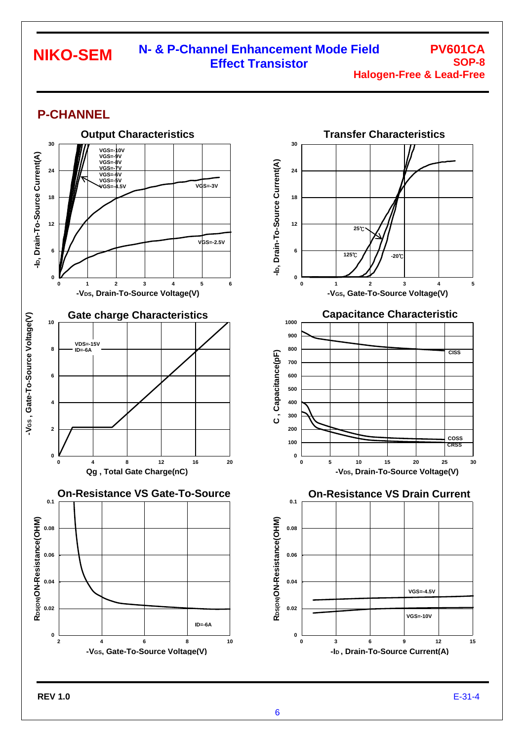## P-CHANNEL

**Output Characteristics**

VGS=-10V, VGS=-9V, VGS=-8V, VGS=-7V, VGS=-6V, VGS=-5V, VGS=-4.5V, VGS=-3V, VGS=-2.5V

$-I_D$, Drain-To-Source Current(A) vs. $-V_{DS}$, Drain-To-Source Voltage(V)

**Transfer Characteristics**

25℃, 125℃, -20℃

$-I_D$, Drain-To-Source Current(A) vs. $-V_{GS}$, Gate-To-Source Voltage(V)

**Gate charge Characteristics**

VDS=-15V
ID=-6A

$-V_{GS}$, Gate-To-Source Voltage(V) vs. Qg , Total Gate Charge(nC)

**Capacitance Characteristic**

CISS, COSS, CRSS

C , Capacitance(pF) vs. $-V_{DS}$, Drain-To-Source Voltage(V)

**On-Resistance VS Gate-To-Source**

ID=-6A

$R_{DS(ON)}$ON-Resistance(OHM) vs. $-V_{GS}$, Gate-To-Source Voltage(V)

**On-Resistance VS Drain Current**

VGS=-4.5V, VGS=-10V

$R_{DS(ON)}$ON-Resistance(OHM) vs. $-I_D$ , Drain-To-Source Current(A)

REV 1.0

E-31-4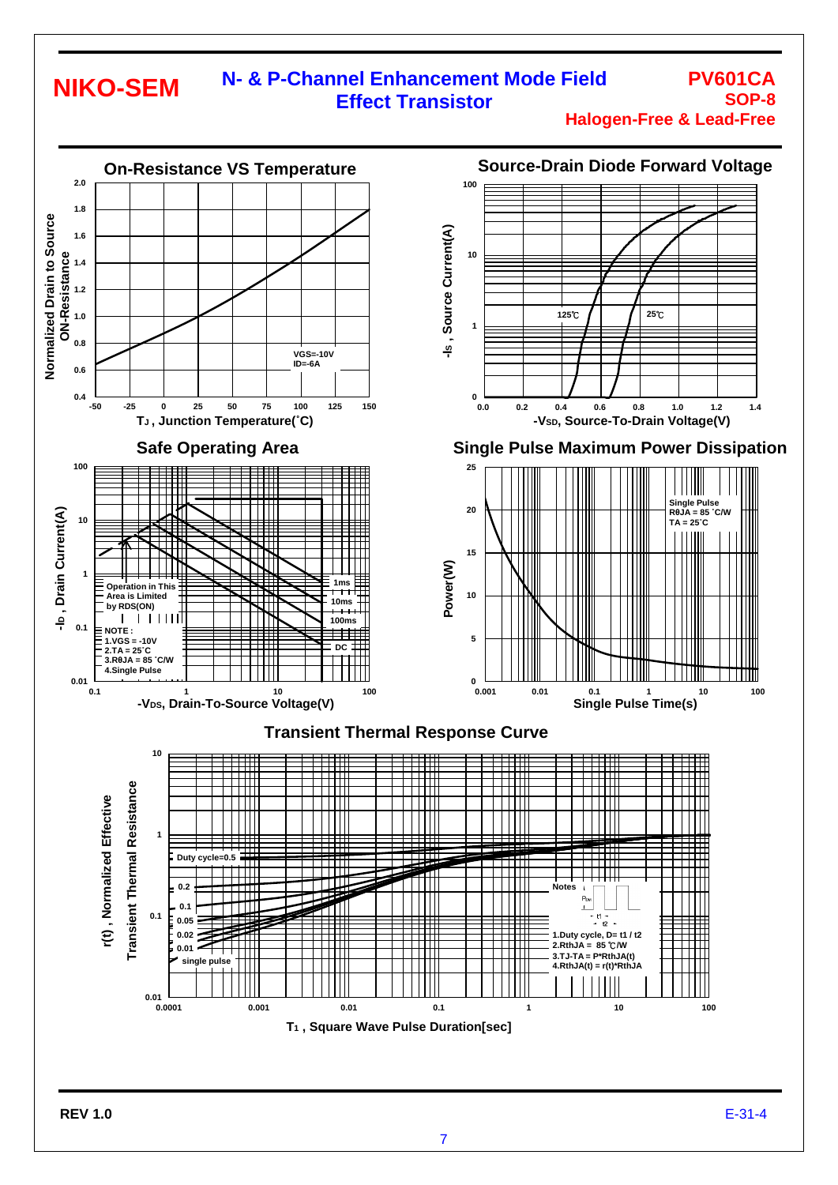# On-Resistance VS Temperature

Normalized Drain to Source ON-Resistance

2.0
1.8
1.6
1.4
1.2
1.0
0.8
0.6
0.4

-50 -25 0 25 50 75 100 125 150

$T_J$ , Junction Temperature(˚C)

VGS=-10V
ID=-6A

# Source-Drain Diode Forward Voltage

$-I_S$ , Source Current(A)

100
10
1
0

0.0 0.2 0.4 0.6 0.8 1.0 1.2 1.4

$-V_{SD}$, Source-To-Drain Voltage(V)

125℃
25℃

# Safe Operating Area

$-I_D$ , Drain Current(A)

100
10
1
0.1
0.01

0.1 1 10 100

$-V_{DS}$, Drain-To-Source Voltage(V)

Operation in This Area is Limited by RDS(ON)

1ms
10ms
100ms
DC

NOTE :
1.VGS = -10V
2.TA = 25˚C
3.RθJA = 85 ˚C/W
4.Single Pulse

# Single Pulse Maximum Power Dissipation

Power(W)

25
20
15
10
5
0

0.001 0.01 0.1 1 10 100

Single Pulse Time(s)

Single Pulse
RθJA = 85 ˚C/W
TA = 25˚C

# Transient Thermal Response Curve

r(t) , Normalized Effective Transient Thermal Resistance

10
1
0.1
0.01

0.0001 0.001 0.01 0.1 1 10 100

$T_1$ , Square Wave Pulse Duration[sec]

Duty cycle=0.5
0.2
0.1
0.05
0.02
0.01
single pulse

Notes
PDM
t1
t2
1.Duty cycle, D= t1 / t2
2.RthJA = 85 ℃/W
3.TJ-TA = P*RthJA(t)
4.RthJA(t) = r(t)*RthJA

REV 1.0

E-31-4